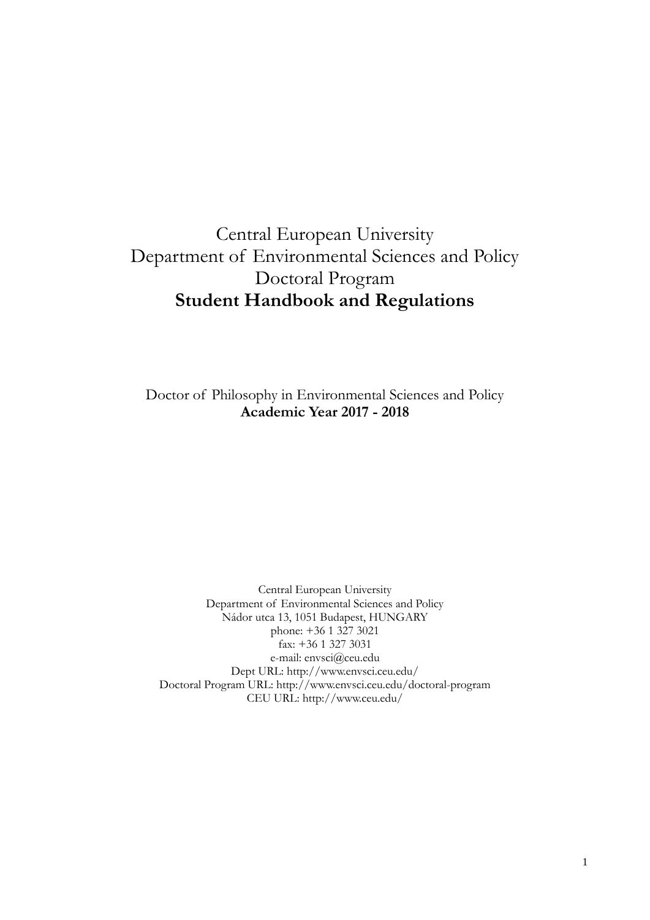# Central European University
# Department of Environmental Sciences and Policy
# Doctoral Program
# **Student Handbook and Regulations**

Doctor of Philosophy in Environmental Sciences and Policy
**Academic Year 2017 - 2018**

Central European University
Department of Environmental Sciences and Policy
Nádor utca 13, 1051 Budapest, HUNGARY
phone: +36 1 327 3021
fax: +36 1 327 3031
e-mail: envsci@ceu.edu
Dept URL: http://www.envsci.ceu.edu/
Doctoral Program URL: http://www.envsci.ceu.edu/doctoral-program
CEU URL: http://www.ceu.edu/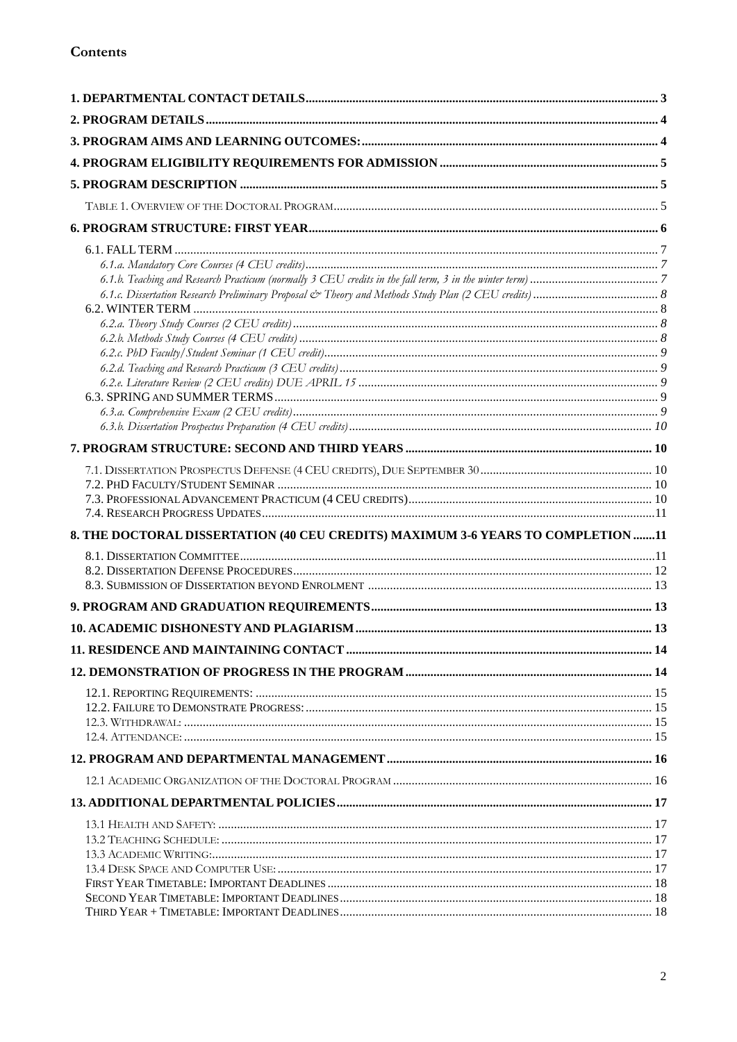## Contents

**1. DEPARTMENTAL CONTACT DETAILS** ..... 3

**2. PROGRAM DETAILS** ..... 4

**3. PROGRAM AIMS AND LEARNING OUTCOMES:** ..... 4

**4. PROGRAM ELIGIBILITY REQUIREMENTS FOR ADMISSION** ..... 5

**5. PROGRAM DESCRIPTION** ..... 5

- TABLE 1. OVERVIEW OF THE DOCTORAL PROGRAM ..... 5

**6. PROGRAM STRUCTURE: FIRST YEAR** ..... 6

- 6.1. FALL TERM ..... 7
  - *6.1.a. Mandatory Core Courses (4 CEU credits)* ..... 7
  - *6.1.b. Teaching and Research Practicum (normally 3 CEU credits in the fall term, 3 in the winter term)* ..... 7
  - *6.1.c. Dissertation Research Preliminary Proposal & Theory and Methods Study Plan (2 CEU credits)* ..... 8
- 6.2. WINTER TERM ..... 8
  - *6.2.a. Theory Study Courses (2 CEU credits)* ..... 8
  - *6.2.b. Methods Study Courses (4 CEU credits)* ..... 8
  - *6.2.c. PhD Faculty/Student Seminar (1 CEU credit)* ..... 9
  - *6.2.d. Teaching and Research Practicum (3 CEU credits)* ..... 9
  - *6.2.e. Literature Review (2 CEU credits) DUE APRIL 15* ..... 9
- 6.3. SPRING AND SUMMER TERMS ..... 9
  - *6.3.a. Comprehensive Exam (2 CEU credits)* ..... 9
  - *6.3.b. Dissertation Prospectus Preparation (4 CEU credits)* ..... 10

**7. PROGRAM STRUCTURE: SECOND AND THIRD YEARS** ..... 10

- 7.1. DISSERTATION PROSPECTUS DEFENSE (4 CEU CREDITS), DUE SEPTEMBER 30 ..... 10
- 7.2. PHD FACULTY/STUDENT SEMINAR ..... 10
- 7.3. PROFESSIONAL ADVANCEMENT PRACTICUM (4 CEU CREDITS) ..... 10
- 7.4. RESEARCH PROGRESS UPDATES ..... 11

**8. THE DOCTORAL DISSERTATION (40 CEU CREDITS) MAXIMUM 3-6 YEARS TO COMPLETION** ..... 11

- 8.1. DISSERTATION COMMITTEE ..... 11
- 8.2. DISSERTATION DEFENSE PROCEDURES ..... 12
- 8.3. SUBMISSION OF DISSERTATION BEYOND ENROLMENT ..... 13

**9. PROGRAM AND GRADUATION REQUIREMENTS** ..... 13

**10. ACADEMIC DISHONESTY AND PLAGIARISM** ..... 13

**11. RESIDENCE AND MAINTAINING CONTACT** ..... 14

**12. DEMONSTRATION OF PROGRESS IN THE PROGRAM** ..... 14

- 12.1. REPORTING REQUIREMENTS: ..... 15
- 12.2. FAILURE TO DEMONSTRATE PROGRESS: ..... 15
- 12.3. WITHDRAWAL: ..... 15
- 12.4. ATTENDANCE: ..... 15

**12. PROGRAM AND DEPARTMENTAL MANAGEMENT** ..... 16

- 12.1 ACADEMIC ORGANIZATION OF THE DOCTORAL PROGRAM ..... 16

**13. ADDITIONAL DEPARTMENTAL POLICIES** ..... 17

- 13.1 HEALTH AND SAFETY: ..... 17
- 13.2 TEACHING SCHEDULE: ..... 17
- 13.3 ACADEMIC WRITING: ..... 17
- 13.4 DESK SPACE AND COMPUTER USE: ..... 17
- FIRST YEAR TIMETABLE: IMPORTANT DEADLINES ..... 18
- SECOND YEAR TIMETABLE: IMPORTANT DEADLINES ..... 18
- THIRD YEAR + TIMETABLE: IMPORTANT DEADLINES ..... 18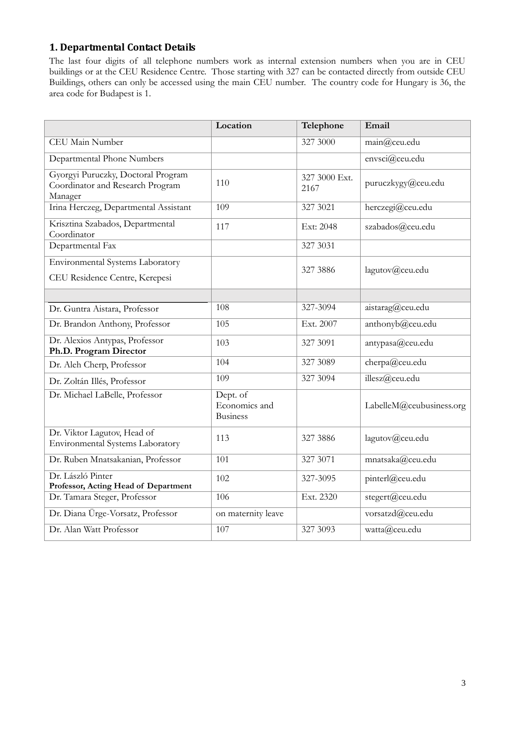## 1. Departmental Contact Details

The last four digits of all telephone numbers work as internal extension numbers when you are in CEU buildings or at the CEU Residence Centre. Those starting with 327 can be contacted directly from outside CEU Buildings, others can only be accessed using the main CEU number. The country code for Hungary is 36, the area code for Budapest is 1.

| | **Location** | **Telephone** | **Email** |
|---|---|---|---|
| CEU Main Number | | 327 3000 | main@ceu.edu |
| Departmental Phone Numbers | | | envsci@ceu.edu |
| Gyorgyi Puruczky, Doctoral Program Coordinator and Research Program Manager | 110 | 327 3000 Ext. 2167 | puruczkygy@ceu.edu |
| Irina Herczeg, Departmental Assistant | 109 | 327 3021 | herczegi@ceu.edu |
| Krisztina Szabados, Departmental Coordinator | 117 | Ext: 2048 | szabados@ceu.edu |
| Departmental Fax | | 327 3031 | |
| Environmental Systems Laboratory CEU Residence Centre, Kerepesi | | 327 3886 | lagutov@ceu.edu |
| | | | |
| Dr. Guntra Aistara, Professor | 108 | 327-3094 | aistarag@ceu.edu |
| Dr. Brandon Anthony, Professor | 105 | Ext. 2007 | anthonyb@ceu.edu |
| Dr. Alexios Antypas, Professor **Ph.D. Program Director** | 103 | 327 3091 | antypasa@ceu.edu |
| Dr. Aleh Cherp, Professor | 104 | 327 3089 | cherpa@ceu.edu |
| Dr. Zoltán Illés, Professor | 109 | 327 3094 | illesz@ceu.edu |
| Dr. Michael LaBelle, Professor | Dept. of Economics and Business | | LabelleM@ceubusiness.org |
| Dr. Viktor Lagutov, Head of Environmental Systems Laboratory | 113 | 327 3886 | lagutov@ceu.edu |
| Dr. Ruben Mnatsakanian, Professor | 101 | 327 3071 | mnatsaka@ceu.edu |
| Dr. László Pinter **Professor, Acting Head of Department** | 102 | 327-3095 | pinterl@ceu.edu |
| Dr. Tamara Steger, Professor | 106 | Ext. 2320 | stegert@ceu.edu |
| Dr. Diana Ürge-Vorsatz, Professor | on maternity leave | | vorsatzd@ceu.edu |
| Dr. Alan Watt Professor | 107 | 327 3093 | watta@ceu.edu |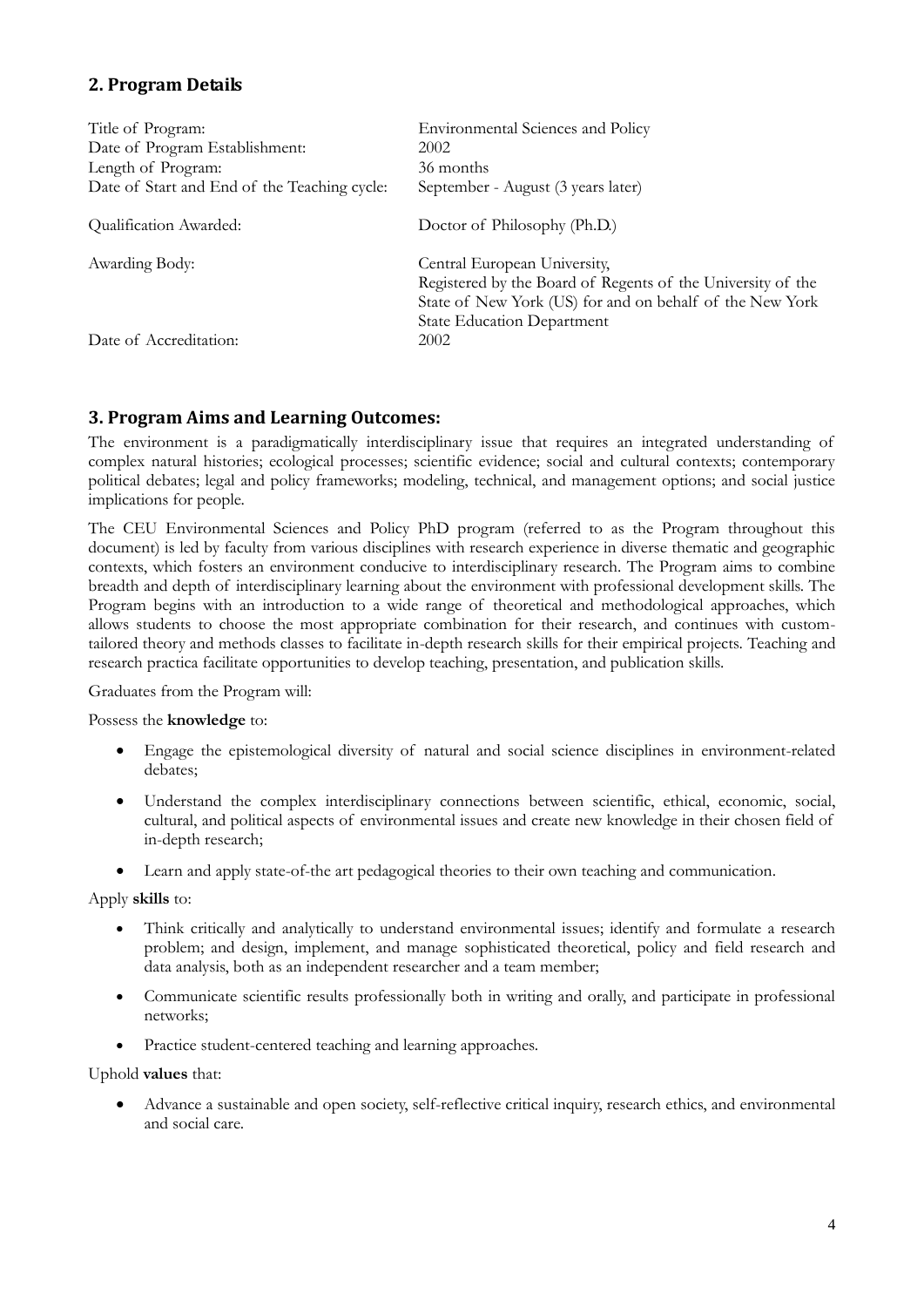## 2. Program Details

| | |
|---|---|
| Title of Program: | Environmental Sciences and Policy |
| Date of Program Establishment: | 2002 |
| Length of Program: | 36 months |
| Date of Start and End of the Teaching cycle: | September - August (3 years later) |
| Qualification Awarded: | Doctor of Philosophy (Ph.D.) |
| Awarding Body: | Central European University, Registered by the Board of Regents of the University of the State of New York (US) for and on behalf of the New York State Education Department |
| Date of Accreditation: | 2002 |

## 3. Program Aims and Learning Outcomes:

The environment is a paradigmatically interdisciplinary issue that requires an integrated understanding of complex natural histories; ecological processes; scientific evidence; social and cultural contexts; contemporary political debates; legal and policy frameworks; modeling, technical, and management options; and social justice implications for people.

The CEU Environmental Sciences and Policy PhD program (referred to as the Program throughout this document) is led by faculty from various disciplines with research experience in diverse thematic and geographic contexts, which fosters an environment conducive to interdisciplinary research. The Program aims to combine breadth and depth of interdisciplinary learning about the environment with professional development skills. The Program begins with an introduction to a wide range of theoretical and methodological approaches, which allows students to choose the most appropriate combination for their research, and continues with custom-tailored theory and methods classes to facilitate in-depth research skills for their empirical projects. Teaching and research practica facilitate opportunities to develop teaching, presentation, and publication skills.

Graduates from the Program will:

Possess the **knowledge** to:

- Engage the epistemological diversity of natural and social science disciplines in environment-related debates;
- Understand the complex interdisciplinary connections between scientific, ethical, economic, social, cultural, and political aspects of environmental issues and create new knowledge in their chosen field of in-depth research;
- Learn and apply state-of-the art pedagogical theories to their own teaching and communication.

Apply **skills** to:

- Think critically and analytically to understand environmental issues; identify and formulate a research problem; and design, implement, and manage sophisticated theoretical, policy and field research and data analysis, both as an independent researcher and a team member;
- Communicate scientific results professionally both in writing and orally, and participate in professional networks;
- Practice student-centered teaching and learning approaches.

Uphold **values** that:

- Advance a sustainable and open society, self-reflective critical inquiry, research ethics, and environmental and social care.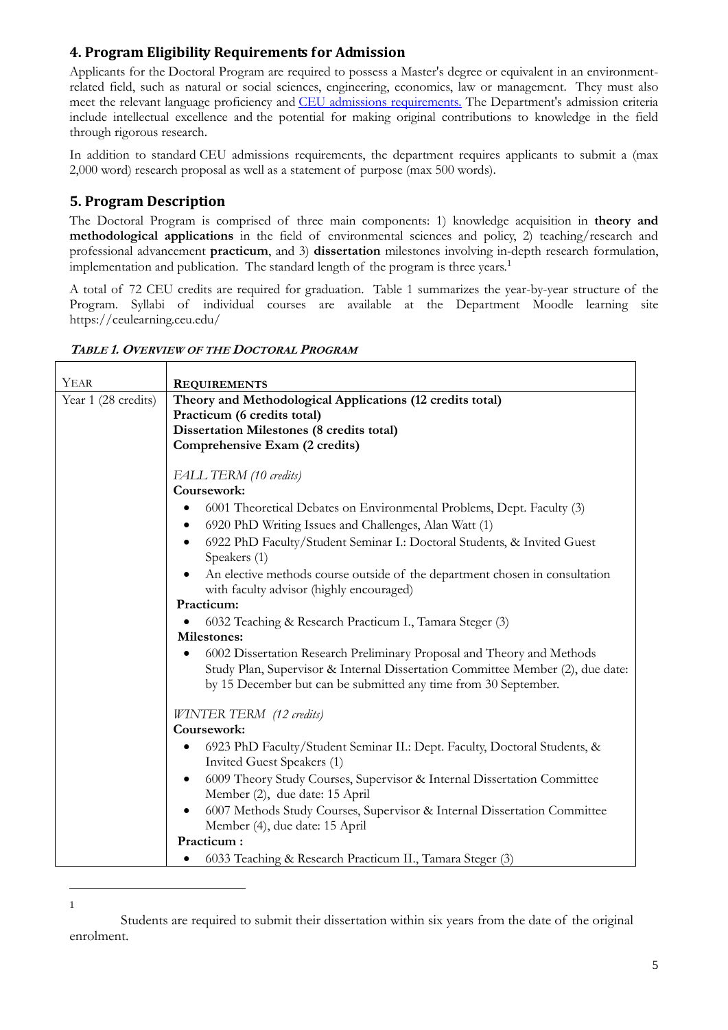## 4. Program Eligibility Requirements for Admission

Applicants for the Doctoral Program are required to possess a Master's degree or equivalent in an environment-related field, such as natural or social sciences, engineering, economics, law or management. They must also meet the relevant language proficiency and [CEU admissions requirements.](#) The Department's admission criteria include intellectual excellence and the potential for making original contributions to knowledge in the field through rigorous research.

In addition to standard CEU admissions requirements, the department requires applicants to submit a (max 2,000 word) research proposal as well as a statement of purpose (max 500 words).

## 5. Program Description

The Doctoral Program is comprised of three main components: 1) knowledge acquisition in **theory and methodological applications** in the field of environmental sciences and policy, 2) teaching/research and professional advancement **practicum**, and 3) **dissertation** milestones involving in-depth research formulation, implementation and publication. The standard length of the program is three years.[1]

A total of 72 CEU credits are required for graduation. Table 1 summarizes the year-by-year structure of the Program. Syllabi of individual courses are available at the Department Moodle learning site https://ceulearning.ceu.edu/

***Table 1. Overview of the Doctoral Program***

| Year | Requirements |
|---|---|
| Year 1 (28 credits) | **Theory and Methodological Applications (12 credits total)**<br>**Practicum (6 credits total)**<br>**Dissertation Milestones (8 credits total)**<br>**Comprehensive Exam (2 credits)**<br><br>*FALL TERM (10 credits)*<br>**Coursework:**<br>• 6001 Theoretical Debates on Environmental Problems, Dept. Faculty (3)<br>• 6920 PhD Writing Issues and Challenges, Alan Watt (1)<br>• 6922 PhD Faculty/Student Seminar I.: Doctoral Students, & Invited Guest Speakers (1)<br>• An elective methods course outside of the department chosen in consultation with faculty advisor (highly encouraged)<br>**Practicum:**<br>• 6032 Teaching & Research Practicum I., Tamara Steger (3)<br>**Milestones:**<br>• 6002 Dissertation Research Preliminary Proposal and Theory and Methods Study Plan, Supervisor & Internal Dissertation Committee Member (2), due date: by 15 December but can be submitted any time from 30 September.<br><br>*WINTER TERM (12 credits)*<br>**Coursework:**<br>• 6923 PhD Faculty/Student Seminar II.: Dept. Faculty, Doctoral Students, & Invited Guest Speakers (1)<br>• 6009 Theory Study Courses, Supervisor & Internal Dissertation Committee Member (2), due date: 15 April<br>• 6007 Methods Study Courses, Supervisor & Internal Dissertation Committee Member (4), due date: 15 April<br>**Practicum :**<br>• 6033 Teaching & Research Practicum II., Tamara Steger (3) |

[1] Students are required to submit their dissertation within six years from the date of the original enrolment.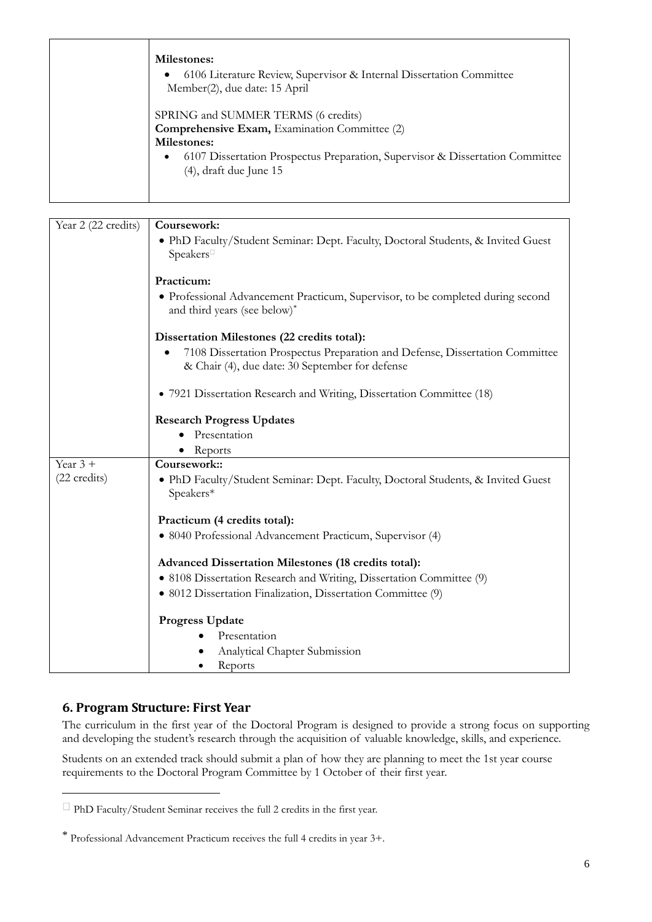| | **Milestones:**<br>• 6106 Literature Review, Supervisor & Internal Dissertation Committee Member(2), due date: 15 April<br><br>SPRING and SUMMER TERMS (6 credits)<br>**Comprehensive Exam,** Examination Committee (2)<br>**Milestones:**<br>• 6107 Dissertation Prospectus Preparation, Supervisor & Dissertation Committee (4), draft due June 15 |
|---|---|
| Year 2 (22 credits) | **Coursework:**<br>• PhD Faculty/Student Seminar: Dept. Faculty, Doctoral Students, & Invited Guest Speakers[†]<br><br>**Practicum:**<br>• Professional Advancement Practicum, Supervisor, to be completed during second and third years (see below)*<br><br>**Dissertation Milestones (22 credits total):**<br>• 7108 Dissertation Prospectus Preparation and Defense, Dissertation Committee & Chair (4), due date: 30 September for defense<br><br>• 7921 Dissertation Research and Writing, Dissertation Committee (18)<br><br>**Research Progress Updates**<br>• Presentation<br>• Reports |
| Year 3 +<br>(22 credits) | **Coursework::**<br>• PhD Faculty/Student Seminar: Dept. Faculty, Doctoral Students, & Invited Guest Speakers*<br><br>**Practicum (4 credits total):**<br>• 8040 Professional Advancement Practicum, Supervisor (4)<br><br>**Advanced Dissertation Milestones (18 credits total):**<br>• 8108 Dissertation Research and Writing, Dissertation Committee (9)<br>• 8012 Dissertation Finalization, Dissertation Committee (9)<br><br>**Progress Update**<br>• Presentation<br>• Analytical Chapter Submission<br>• Reports |

## 6. Program Structure: First Year

The curriculum in the first year of the Doctoral Program is designed to provide a strong focus on supporting and developing the student's research through the acquisition of valuable knowledge, skills, and experience.

Students on an extended track should submit a plan of how they are planning to meet the 1st year course requirements to the Doctoral Program Committee by 1 October of their first year.

---

[†] PhD Faculty/Student Seminar receives the full 2 credits in the first year.

* Professional Advancement Practicum receives the full 4 credits in year 3+.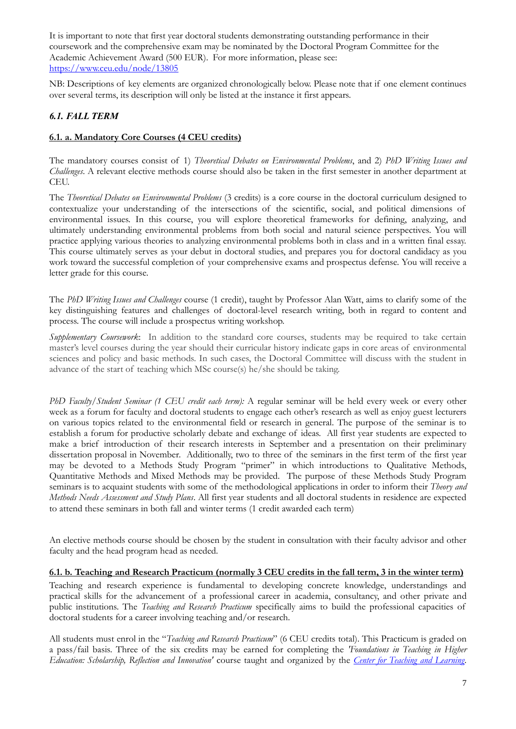It is important to note that first year doctoral students demonstrating outstanding performance in their coursework and the comprehensive exam may be nominated by the Doctoral Program Committee for the Academic Achievement Award (500 EUR). For more information, please see: https://www.ceu.edu/node/13805

NB: Descriptions of key elements are organized chronologically below. Please note that if one element continues over several terms, its description will only be listed at the instance it first appears.

### *6.1. FALL TERM*

#### 6.1. a. Mandatory Core Courses (4 CEU credits)

The mandatory courses consist of 1) *Theoretical Debates on Environmental Problems*, and 2) *PhD Writing Issues and Challenges*. A relevant elective methods course should also be taken in the first semester in another department at CEU.

The *Theoretical Debates on Environmental Problems* (3 credits) is a core course in the doctoral curriculum designed to contextualize your understanding of the intersections of the scientific, social, and political dimensions of environmental issues. In this course, you will explore theoretical frameworks for defining, analyzing, and ultimately understanding environmental problems from both social and natural science perspectives. You will practice applying various theories to analyzing environmental problems both in class and in a written final essay. This course ultimately serves as your debut in doctoral studies, and prepares you for doctoral candidacy as you work toward the successful completion of your comprehensive exams and prospectus defense. You will receive a letter grade for this course.

The *PhD Writing Issues and Challenges* course (1 credit), taught by Professor Alan Watt, aims to clarify some of the key distinguishing features and challenges of doctoral-level research writing, both in regard to content and process. The course will include a prospectus writing workshop.

*Supplementary Coursework*: In addition to the standard core courses, students may be required to take certain master's level courses during the year should their curricular history indicate gaps in core areas of environmental sciences and policy and basic methods. In such cases, the Doctoral Committee will discuss with the student in advance of the start of teaching which MSc course(s) he/she should be taking.

*PhD Faculty/Student Seminar (1 CEU credit each term):* A regular seminar will be held every week or every other week as a forum for faculty and doctoral students to engage each other's research as well as enjoy guest lecturers on various topics related to the environmental field or research in general. The purpose of the seminar is to establish a forum for productive scholarly debate and exchange of ideas. All first year students are expected to make a brief introduction of their research interests in September and a presentation on their preliminary dissertation proposal in November. Additionally, two to three of the seminars in the first term of the first year may be devoted to a Methods Study Program "primer" in which introductions to Qualitative Methods, Quantitative Methods and Mixed Methods may be provided. The purpose of these Methods Study Program seminars is to acquaint students with some of the methodological applications in order to inform their *Theory and Methods Needs Assessment and Study Plans*. All first year students and all doctoral students in residence are expected to attend these seminars in both fall and winter terms (1 credit awarded each term)

An elective methods course should be chosen by the student in consultation with their faculty advisor and other faculty and the head program head as needed.

#### 6.1. b. Teaching and Research Practicum (normally 3 CEU credits in the fall term, 3 in the winter term)

Teaching and research experience is fundamental to developing concrete knowledge, understandings and practical skills for the advancement of a professional career in academia, consultancy, and other private and public institutions. The *Teaching and Research Practicum* specifically aims to build the professional capacities of doctoral students for a career involving teaching and/or research.

All students must enrol in the "*Teaching and Research Practicum*" (6 CEU credits total). This Practicum is graded on a pass/fail basis. Three of the six credits may be earned for completing the *'Foundations in Teaching in Higher Education: Scholarship, Reflection and Innovation'* course taught and organized by the *Center for Teaching and Learning*.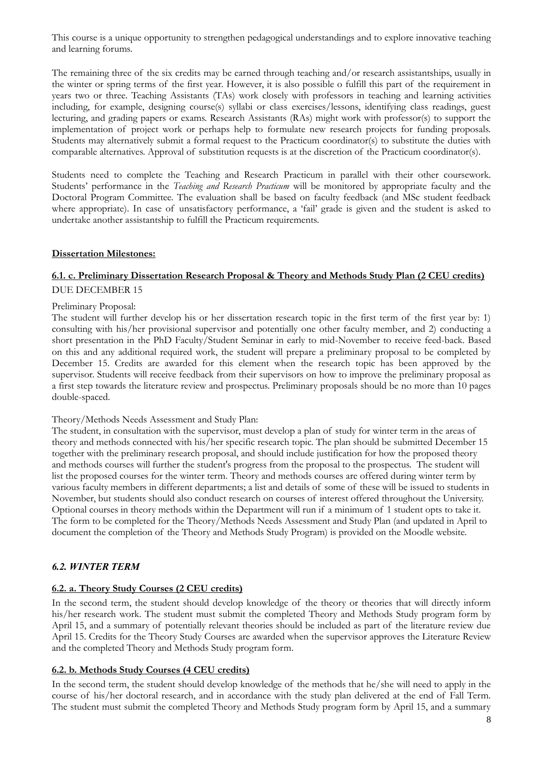This course is a unique opportunity to strengthen pedagogical understandings and to explore innovative teaching and learning forums.

The remaining three of the six credits may be earned through teaching and/or research assistantships, usually in the winter or spring terms of the first year. However, it is also possible o fulfill this part of the requirement in years two or three. Teaching Assistants (TAs) work closely with professors in teaching and learning activities including, for example, designing course(s) syllabi or class exercises/lessons, identifying class readings, guest lecturing, and grading papers or exams. Research Assistants (RAs) might work with professor(s) to support the implementation of project work or perhaps help to formulate new research projects for funding proposals. Students may alternatively submit a formal request to the Practicum coordinator(s) to substitute the duties with comparable alternatives. Approval of substitution requests is at the discretion of the Practicum coordinator(s).

Students need to complete the Teaching and Research Practicum in parallel with their other coursework. Students' performance in the *Teaching and Research Practicum* will be monitored by appropriate faculty and the Doctoral Program Committee. The evaluation shall be based on faculty feedback (and MSc student feedback where appropriate). In case of unsatisfactory performance, a 'fail' grade is given and the student is asked to undertake another assistantship to fulfill the Practicum requirements.

**Dissertation Milestones:**

### 6.1. c. Preliminary Dissertation Research Proposal & Theory and Methods Study Plan (2 CEU credits)

DUE DECEMBER 15

Preliminary Proposal:

The student will further develop his or her dissertation research topic in the first term of the first year by: 1) consulting with his/her provisional supervisor and potentially one other faculty member, and 2) conducting a short presentation in the PhD Faculty/Student Seminar in early to mid-November to receive feed-back. Based on this and any additional required work, the student will prepare a preliminary proposal to be completed by December 15. Credits are awarded for this element when the research topic has been approved by the supervisor. Students will receive feedback from their supervisors on how to improve the preliminary proposal as a first step towards the literature review and prospectus. Preliminary proposals should be no more than 10 pages double-spaced.

Theory/Methods Needs Assessment and Study Plan:

The student, in consultation with the supervisor, must develop a plan of study for winter term in the areas of theory and methods connected with his/her specific research topic. The plan should be submitted December 15 together with the preliminary research proposal, and should include justification for how the proposed theory and methods courses will further the student's progress from the proposal to the prospectus. The student will list the proposed courses for the winter term. Theory and methods courses are offered during winter term by various faculty members in different departments; a list and details of some of these will be issued to students in November, but students should also conduct research on courses of interest offered throughout the University. Optional courses in theory methods within the Department will run if a minimum of 1 student opts to take it. The form to be completed for the Theory/Methods Needs Assessment and Study Plan (and updated in April to document the completion of the Theory and Methods Study Program) is provided on the Moodle website.

## *6.2. WINTER TERM*

### 6.2. a. Theory Study Courses (2 CEU credits)

In the second term, the student should develop knowledge of the theory or theories that will directly inform his/her research work. The student must submit the completed Theory and Methods Study program form by April 15, and a summary of potentially relevant theories should be included as part of the literature review due April 15. Credits for the Theory Study Courses are awarded when the supervisor approves the Literature Review and the completed Theory and Methods Study program form.

### 6.2. b. Methods Study Courses (4 CEU credits)

In the second term, the student should develop knowledge of the methods that he/she will need to apply in the course of his/her doctoral research, and in accordance with the study plan delivered at the end of Fall Term. The student must submit the completed Theory and Methods Study program form by April 15, and a summary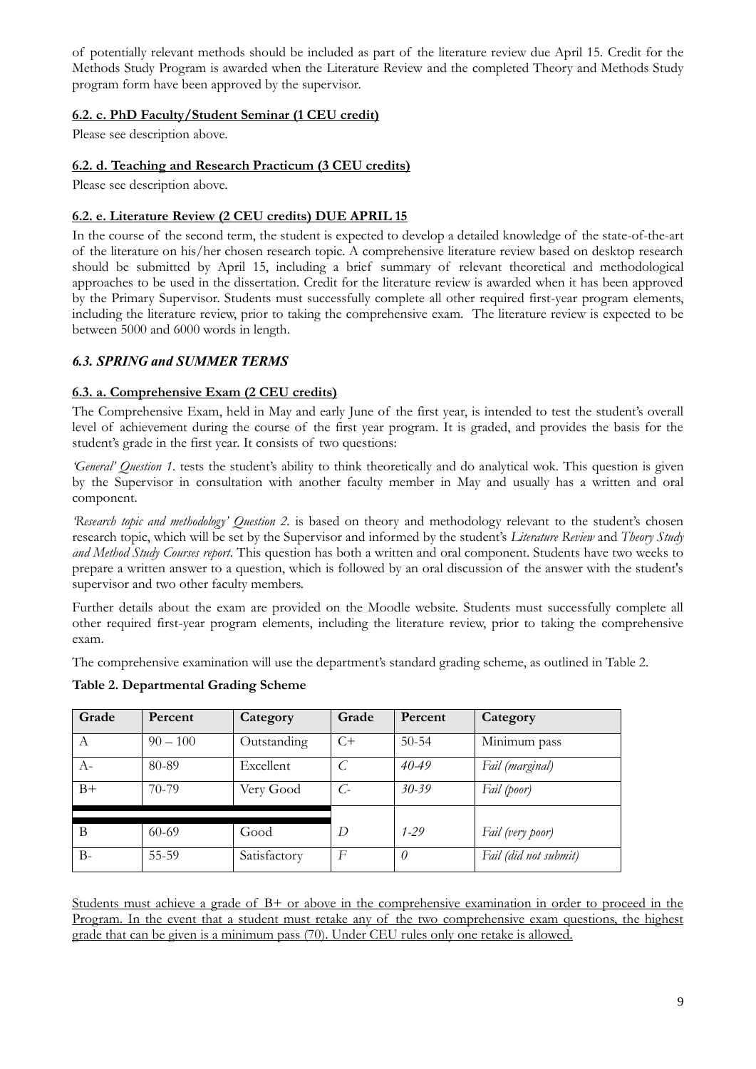of potentially relevant methods should be included as part of the literature review due April 15. Credit for the Methods Study Program is awarded when the Literature Review and the completed Theory and Methods Study program form have been approved by the supervisor.

### <u>6.2. c. PhD Faculty/Student Seminar (1 CEU credit)</u>

Please see description above.

### <u>6.2. d. Teaching and Research Practicum (3 CEU credits)</u>

Please see description above.

### <u>6.2. e. Literature Review (2 CEU credits) DUE APRIL 15</u>

In the course of the second term, the student is expected to develop a detailed knowledge of the state-of-the-art of the literature on his/her chosen research topic. A comprehensive literature review based on desktop research should be submitted by April 15, including a brief summary of relevant theoretical and methodological approaches to be used in the dissertation. Credit for the literature review is awarded when it has been approved by the Primary Supervisor. Students must successfully complete all other required first-year program elements, including the literature review, prior to taking the comprehensive exam. The literature review is expected to be between 5000 and 6000 words in length.

## *6.3. SPRING and SUMMER TERMS*

### <u>6.3. a. Comprehensive Exam (2 CEU credits)</u>

The Comprehensive Exam, held in May and early June of the first year, is intended to test the student's overall level of achievement during the course of the first year program. It is graded, and provides the basis for the student's grade in the first year. It consists of two questions:

*'General' Question 1.* tests the student's ability to think theoretically and do analytical wok. This question is given by the Supervisor in consultation with another faculty member in May and usually has a written and oral component.

*'Research topic and methodology' Question 2.* is based on theory and methodology relevant to the student's chosen research topic, which will be set by the Supervisor and informed by the student's *Literature Review* and *Theory Study and Method Study Courses report*. This question has both a written and oral component. Students have two weeks to prepare a written answer to a question, which is followed by an oral discussion of the answer with the student's supervisor and two other faculty members.

Further details about the exam are provided on the Moodle website. Students must successfully complete all other required first-year program elements, including the literature review, prior to taking the comprehensive exam.

The comprehensive examination will use the department's standard grading scheme, as outlined in Table 2.

**Table 2. Departmental Grading Scheme**

| Grade | Percent | Category | Grade | Percent | Category |
|---|---|---|---|---|---|
| A | 90 – 100 | Outstanding | C+ | 50-54 | Minimum pass |
| A- | 80-89 | Excellent | *C* | *40-49* | *Fail (marginal)* |
| B+ | 70-79 | Very Good | *C-* | *30-39* | *Fail (poor)* |
| B | 60-69 | Good | *D* | *1-29* | *Fail (very poor)* |
| B- | 55-59 | Satisfactory | *F* | *0* | *Fail (did not submit)* |

<u>Students must achieve a grade of B+ or above in the comprehensive examination in order to proceed in the Program. In the event that a student must retake any of the two comprehensive exam questions, the highest grade that can be given is a minimum pass (70). Under CEU rules only one retake is allowed.</u>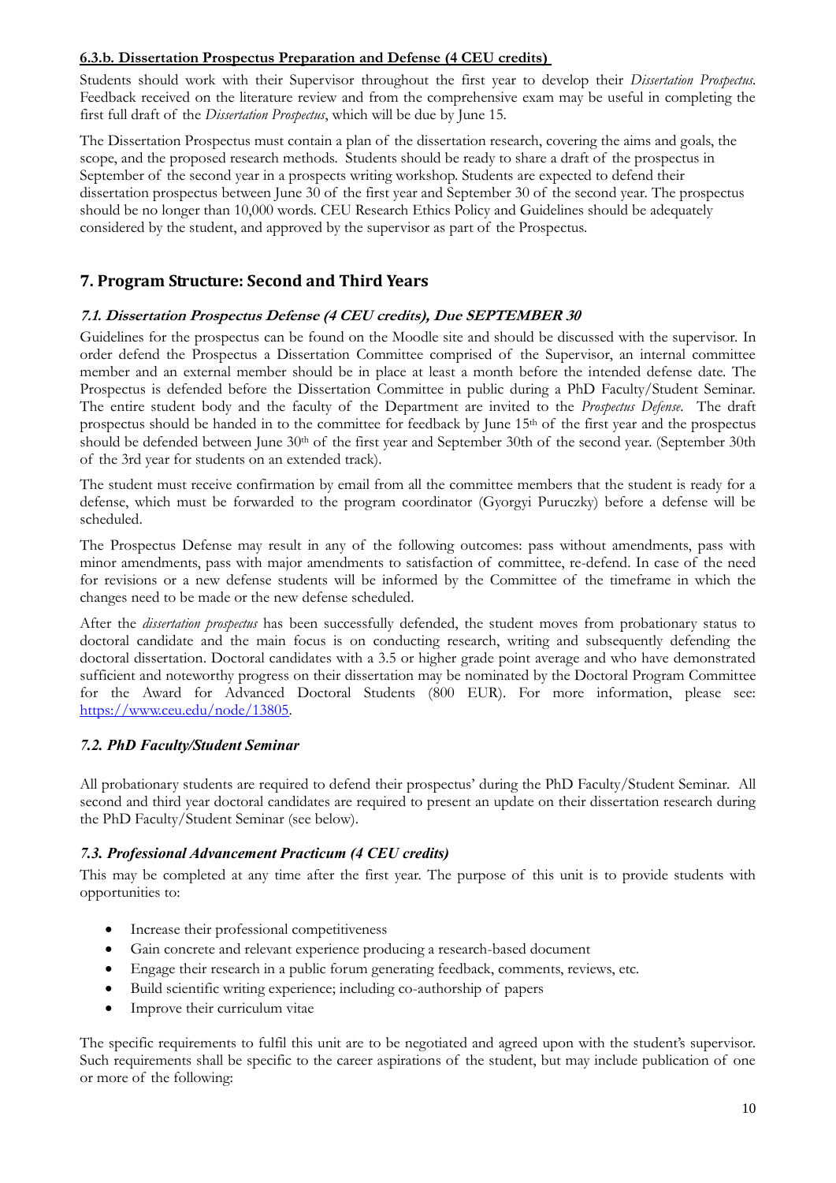#### 6.3.b. Dissertation Prospectus Preparation and Defense (4 CEU credits)

Students should work with their Supervisor throughout the first year to develop their *Dissertation Prospectus*. Feedback received on the literature review and from the comprehensive exam may be useful in completing the first full draft of the *Dissertation Prospectus*, which will be due by June 15.

The Dissertation Prospectus must contain a plan of the dissertation research, covering the aims and goals, the scope, and the proposed research methods. Students should be ready to share a draft of the prospectus in September of the second year in a prospects writing workshop. Students are expected to defend their dissertation prospectus between June 30 of the first year and September 30 of the second year. The prospectus should be no longer than 10,000 words. CEU Research Ethics Policy and Guidelines should be adequately considered by the student, and approved by the supervisor as part of the Prospectus.

## 7. Program Structure: Second and Third Years

### *7.1. Dissertation Prospectus Defense (4 CEU credits), Due SEPTEMBER 30*

Guidelines for the prospectus can be found on the Moodle site and should be discussed with the supervisor. In order defend the Prospectus a Dissertation Committee comprised of the Supervisor, an internal committee member and an external member should be in place at least a month before the intended defense date. The Prospectus is defended before the Dissertation Committee in public during a PhD Faculty/Student Seminar. The entire student body and the faculty of the Department are invited to the *Prospectus Defense*. The draft prospectus should be handed in to the committee for feedback by June 15th of the first year and the prospectus should be defended between June 30th of the first year and September 30th of the second year. (September 30th of the 3rd year for students on an extended track).

The student must receive confirmation by email from all the committee members that the student is ready for a defense, which must be forwarded to the program coordinator (Gyorgyi Puruczky) before a defense will be scheduled.

The Prospectus Defense may result in any of the following outcomes: pass without amendments, pass with minor amendments, pass with major amendments to satisfaction of committee, re-defend. In case of the need for revisions or a new defense students will be informed by the Committee of the timeframe in which the changes need to be made or the new defense scheduled.

After the *dissertation prospectus* has been successfully defended, the student moves from probationary status to doctoral candidate and the main focus is on conducting research, writing and subsequently defending the doctoral dissertation. Doctoral candidates with a 3.5 or higher grade point average and who have demonstrated sufficient and noteworthy progress on their dissertation may be nominated by the Doctoral Program Committee for the Award for Advanced Doctoral Students (800 EUR). For more information, please see: https://www.ceu.edu/node/13805.

### *7.2. PhD Faculty/Student Seminar*

All probationary students are required to defend their prospectus' during the PhD Faculty/Student Seminar. All second and third year doctoral candidates are required to present an update on their dissertation research during the PhD Faculty/Student Seminar (see below).

### *7.3. Professional Advancement Practicum (4 CEU credits)*

This may be completed at any time after the first year. The purpose of this unit is to provide students with opportunities to:

- Increase their professional competitiveness
- Gain concrete and relevant experience producing a research-based document
- Engage their research in a public forum generating feedback, comments, reviews, etc.
- Build scientific writing experience; including co-authorship of papers
- Improve their curriculum vitae

The specific requirements to fulfil this unit are to be negotiated and agreed upon with the student's supervisor. Such requirements shall be specific to the career aspirations of the student, but may include publication of one or more of the following: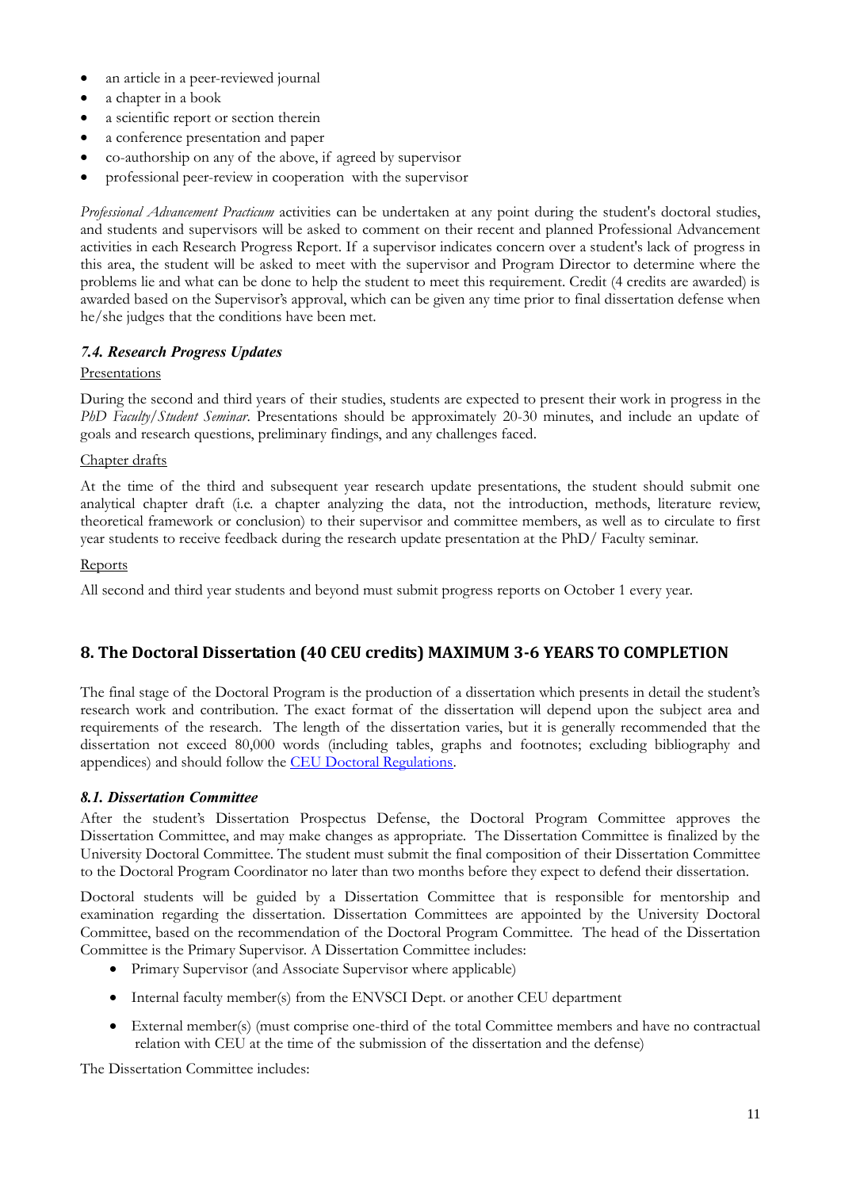- an article in a peer-reviewed journal
- a chapter in a book
- a scientific report or section therein
- a conference presentation and paper
- co-authorship on any of the above, if agreed by supervisor
- professional peer-review in cooperation with the supervisor

*Professional Advancement Practicum* activities can be undertaken at any point during the student's doctoral studies, and students and supervisors will be asked to comment on their recent and planned Professional Advancement activities in each Research Progress Report. If a supervisor indicates concern over a student's lack of progress in this area, the student will be asked to meet with the supervisor and Program Director to determine where the problems lie and what can be done to help the student to meet this requirement. Credit (4 credits are awarded) is awarded based on the Supervisor's approval, which can be given any time prior to final dissertation defense when he/she judges that the conditions have been met.

### *7.4. Research Progress Updates*

Presentations

During the second and third years of their studies, students are expected to present their work in progress in the *PhD Faculty/Student Seminar*. Presentations should be approximately 20-30 minutes, and include an update of goals and research questions, preliminary findings, and any challenges faced.

Chapter drafts

At the time of the third and subsequent year research update presentations, the student should submit one analytical chapter draft (i.e. a chapter analyzing the data, not the introduction, methods, literature review, theoretical framework or conclusion) to their supervisor and committee members, as well as to circulate to first year students to receive feedback during the research update presentation at the PhD/ Faculty seminar.

Reports

All second and third year students and beyond must submit progress reports on October 1 every year.

## 8. The Doctoral Dissertation (40 CEU credits) MAXIMUM 3-6 YEARS TO COMPLETION

The final stage of the Doctoral Program is the production of a dissertation which presents in detail the student's research work and contribution. The exact format of the dissertation will depend upon the subject area and requirements of the research. The length of the dissertation varies, but it is generally recommended that the dissertation not exceed 80,000 words (including tables, graphs and footnotes; excluding bibliography and appendices) and should follow the [CEU Doctoral Regulations](CEU Doctoral Regulations).

### *8.1. Dissertation Committee*

After the student's Dissertation Prospectus Defense, the Doctoral Program Committee approves the Dissertation Committee, and may make changes as appropriate. The Dissertation Committee is finalized by the University Doctoral Committee. The student must submit the final composition of their Dissertation Committee to the Doctoral Program Coordinator no later than two months before they expect to defend their dissertation.

Doctoral students will be guided by a Dissertation Committee that is responsible for mentorship and examination regarding the dissertation. Dissertation Committees are appointed by the University Doctoral Committee, based on the recommendation of the Doctoral Program Committee. The head of the Dissertation Committee is the Primary Supervisor. A Dissertation Committee includes:

- Primary Supervisor (and Associate Supervisor where applicable)
- Internal faculty member(s) from the ENVSCI Dept. or another CEU department
- External member(s) (must comprise one-third of the total Committee members and have no contractual relation with CEU at the time of the submission of the dissertation and the defense)

The Dissertation Committee includes: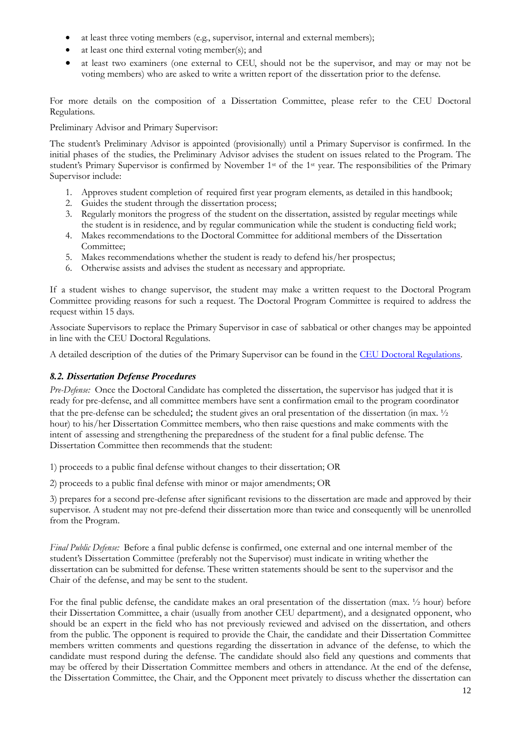- at least three voting members (e.g., supervisor, internal and external members);
- at least one third external voting member(s); and
- at least two examiners (one external to CEU, should not be the supervisor, and may or may not be voting members) who are asked to write a written report of the dissertation prior to the defense.

For more details on the composition of a Dissertation Committee, please refer to the CEU Doctoral Regulations.

Preliminary Advisor and Primary Supervisor:

The student's Preliminary Advisor is appointed (provisionally) until a Primary Supervisor is confirmed. In the initial phases of the studies, the Preliminary Advisor advises the student on issues related to the Program. The student's Primary Supervisor is confirmed by November 1st of the 1st year. The responsibilities of the Primary Supervisor include:

1. Approves student completion of required first year program elements, as detailed in this handbook;
2. Guides the student through the dissertation process;
3. Regularly monitors the progress of the student on the dissertation, assisted by regular meetings while the student is in residence, and by regular communication while the student is conducting field work;
4. Makes recommendations to the Doctoral Committee for additional members of the Dissertation Committee;
5. Makes recommendations whether the student is ready to defend his/her prospectus;
6. Otherwise assists and advises the student as necessary and appropriate.

If a student wishes to change supervisor, the student may make a written request to the Doctoral Program Committee providing reasons for such a request. The Doctoral Program Committee is required to address the request within 15 days.

Associate Supervisors to replace the Primary Supervisor in case of sabbatical or other changes may be appointed in line with the CEU Doctoral Regulations.

A detailed description of the duties of the Primary Supervisor can be found in the [CEU Doctoral Regulations](CEU Doctoral Regulations).

### *8.2. Dissertation Defense Procedures*

*Pre-Defense:* Once the Doctoral Candidate has completed the dissertation, the supervisor has judged that it is ready for pre-defense, and all committee members have sent a confirmation email to the program coordinator that the pre-defense can be scheduled; the student gives an oral presentation of the dissertation (in max. ½ hour) to his/her Dissertation Committee members, who then raise questions and make comments with the intent of assessing and strengthening the preparedness of the student for a final public defense. The Dissertation Committee then recommends that the student:

1) proceeds to a public final defense without changes to their dissertation; OR

2) proceeds to a public final defense with minor or major amendments; OR

3) prepares for a second pre-defense after significant revisions to the dissertation are made and approved by their supervisor. A student may not pre-defend their dissertation more than twice and consequently will be unenrolled from the Program.

*Final Public Defense:* Before a final public defense is confirmed, one external and one internal member of the student's Dissertation Committee (preferably not the Supervisor) must indicate in writing whether the dissertation can be submitted for defense. These written statements should be sent to the supervisor and the Chair of the defense, and may be sent to the student.

For the final public defense, the candidate makes an oral presentation of the dissertation (max. ½ hour) before their Dissertation Committee, a chair (usually from another CEU department), and a designated opponent, who should be an expert in the field who has not previously reviewed and advised on the dissertation, and others from the public. The opponent is required to provide the Chair, the candidate and their Dissertation Committee members written comments and questions regarding the dissertation in advance of the defense, to which the candidate must respond during the defense. The candidate should also field any questions and comments that may be offered by their Dissertation Committee members and others in attendance. At the end of the defense, the Dissertation Committee, the Chair, and the Opponent meet privately to discuss whether the dissertation can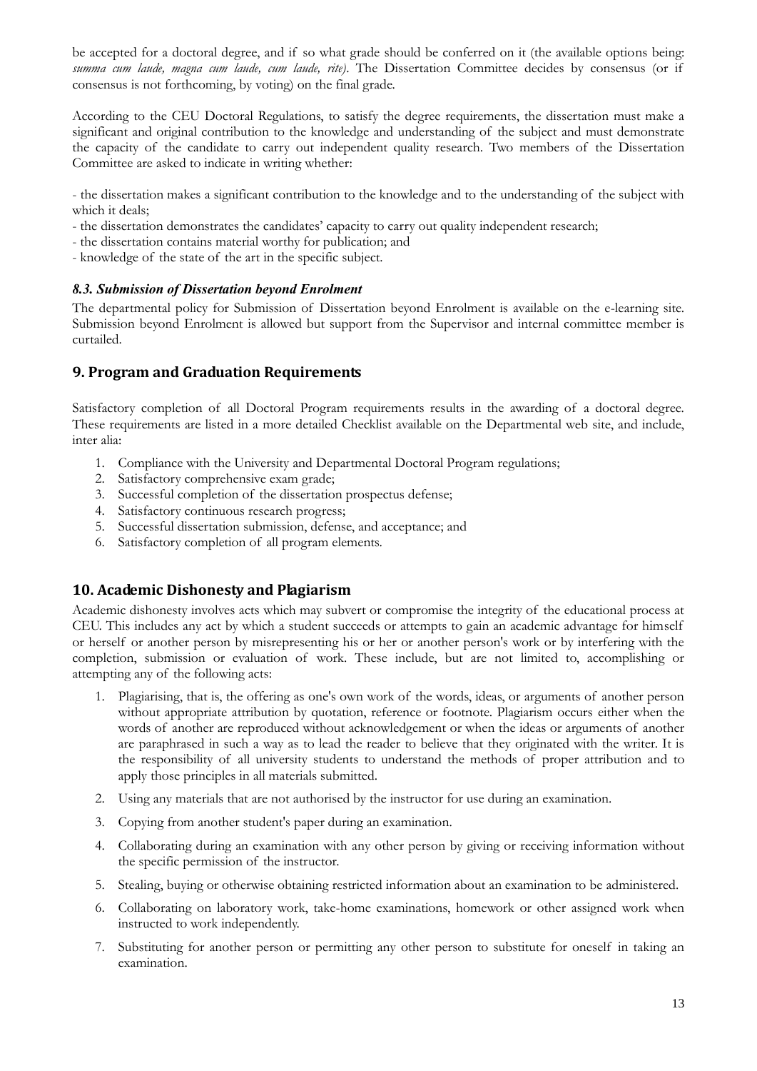be accepted for a doctoral degree, and if so what grade should be conferred on it (the available options being: *summa cum laude, magna cum laude, cum laude, rite)*. The Dissertation Committee decides by consensus (or if consensus is not forthcoming, by voting) on the final grade.

According to the CEU Doctoral Regulations, to satisfy the degree requirements, the dissertation must make a significant and original contribution to the knowledge and understanding of the subject and must demonstrate the capacity of the candidate to carry out independent quality research. Two members of the Dissertation Committee are asked to indicate in writing whether:

- the dissertation makes a significant contribution to the knowledge and to the understanding of the subject with which it deals;
- the dissertation demonstrates the candidates' capacity to carry out quality independent research;
- the dissertation contains material worthy for publication; and
- knowledge of the state of the art in the specific subject.

### *8.3. Submission of Dissertation beyond Enrolment*

The departmental policy for Submission of Dissertation beyond Enrolment is available on the e-learning site. Submission beyond Enrolment is allowed but support from the Supervisor and internal committee member is curtailed.

## 9. Program and Graduation Requirements

Satisfactory completion of all Doctoral Program requirements results in the awarding of a doctoral degree. These requirements are listed in a more detailed Checklist available on the Departmental web site, and include, inter alia:

1. Compliance with the University and Departmental Doctoral Program regulations;
2. Satisfactory comprehensive exam grade;
3. Successful completion of the dissertation prospectus defense;
4. Satisfactory continuous research progress;
5. Successful dissertation submission, defense, and acceptance; and
6. Satisfactory completion of all program elements.

## 10. Academic Dishonesty and Plagiarism

Academic dishonesty involves acts which may subvert or compromise the integrity of the educational process at CEU. This includes any act by which a student succeeds or attempts to gain an academic advantage for himself or herself or another person by misrepresenting his or her or another person's work or by interfering with the completion, submission or evaluation of work. These include, but are not limited to, accomplishing or attempting any of the following acts:

1. Plagiarising, that is, the offering as one's own work of the words, ideas, or arguments of another person without appropriate attribution by quotation, reference or footnote. Plagiarism occurs either when the words of another are reproduced without acknowledgement or when the ideas or arguments of another are paraphrased in such a way as to lead the reader to believe that they originated with the writer. It is the responsibility of all university students to understand the methods of proper attribution and to apply those principles in all materials submitted.
2. Using any materials that are not authorised by the instructor for use during an examination.
3. Copying from another student's paper during an examination.
4. Collaborating during an examination with any other person by giving or receiving information without the specific permission of the instructor.
5. Stealing, buying or otherwise obtaining restricted information about an examination to be administered.
6. Collaborating on laboratory work, take-home examinations, homework or other assigned work when instructed to work independently.
7. Substituting for another person or permitting any other person to substitute for oneself in taking an examination.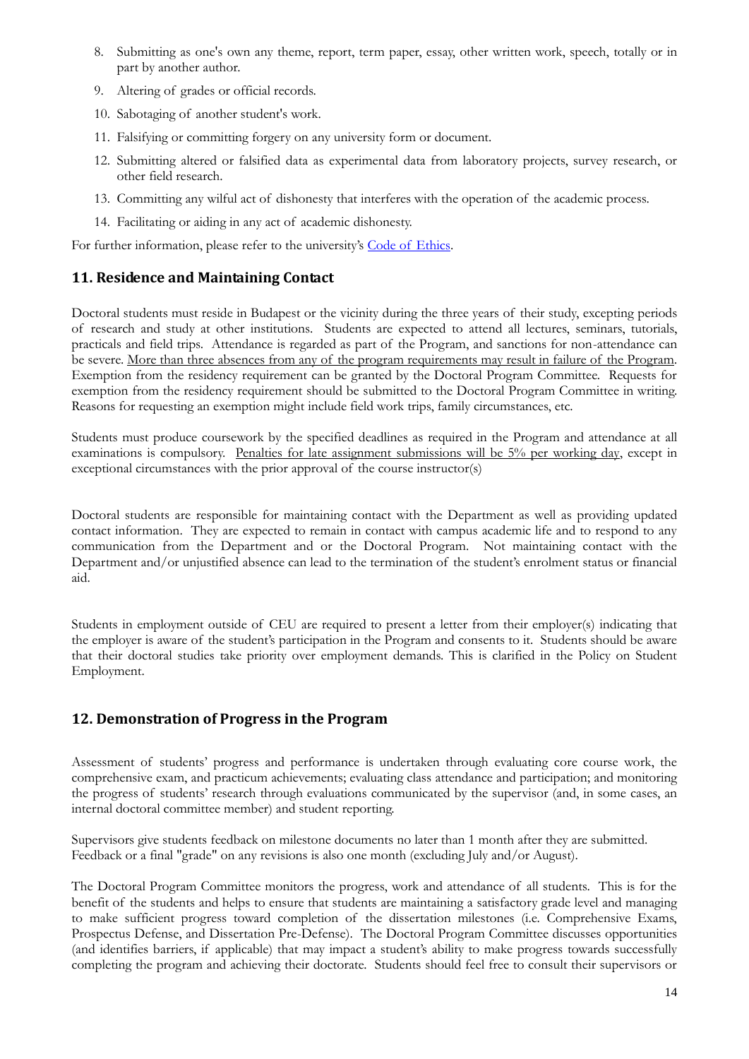8. Submitting as one's own any theme, report, term paper, essay, other written work, speech, totally or in part by another author.
9. Altering of grades or official records.
10. Sabotaging of another student's work.
11. Falsifying or committing forgery on any university form or document.
12. Submitting altered or falsified data as experimental data from laboratory projects, survey research, or other field research.
13. Committing any wilful act of dishonesty that interferes with the operation of the academic process.
14. Facilitating or aiding in any act of academic dishonesty.

For further information, please refer to the university's Code of Ethics.

## 11. Residence and Maintaining Contact

Doctoral students must reside in Budapest or the vicinity during the three years of their study, excepting periods of research and study at other institutions. Students are expected to attend all lectures, seminars, tutorials, practicals and field trips. Attendance is regarded as part of the Program, and sanctions for non-attendance can be severe. More than three absences from any of the program requirements may result in failure of the Program. Exemption from the residency requirement can be granted by the Doctoral Program Committee. Requests for exemption from the residency requirement should be submitted to the Doctoral Program Committee in writing. Reasons for requesting an exemption might include field work trips, family circumstances, etc.

Students must produce coursework by the specified deadlines as required in the Program and attendance at all examinations is compulsory. Penalties for late assignment submissions will be 5% per working day, except in exceptional circumstances with the prior approval of the course instructor(s)

Doctoral students are responsible for maintaining contact with the Department as well as providing updated contact information. They are expected to remain in contact with campus academic life and to respond to any communication from the Department and or the Doctoral Program. Not maintaining contact with the Department and/or unjustified absence can lead to the termination of the student's enrolment status or financial aid.

Students in employment outside of CEU are required to present a letter from their employer(s) indicating that the employer is aware of the student's participation in the Program and consents to it. Students should be aware that their doctoral studies take priority over employment demands. This is clarified in the Policy on Student Employment.

## 12. Demonstration of Progress in the Program

Assessment of students' progress and performance is undertaken through evaluating core course work, the comprehensive exam, and practicum achievements; evaluating class attendance and participation; and monitoring the progress of students' research through evaluations communicated by the supervisor (and, in some cases, an internal doctoral committee member) and student reporting.

Supervisors give students feedback on milestone documents no later than 1 month after they are submitted. Feedback or a final "grade" on any revisions is also one month (excluding July and/or August).

The Doctoral Program Committee monitors the progress, work and attendance of all students. This is for the benefit of the students and helps to ensure that students are maintaining a satisfactory grade level and managing to make sufficient progress toward completion of the dissertation milestones (i.e. Comprehensive Exams, Prospectus Defense, and Dissertation Pre-Defense). The Doctoral Program Committee discusses opportunities (and identifies barriers, if applicable) that may impact a student's ability to make progress towards successfully completing the program and achieving their doctorate. Students should feel free to consult their supervisors or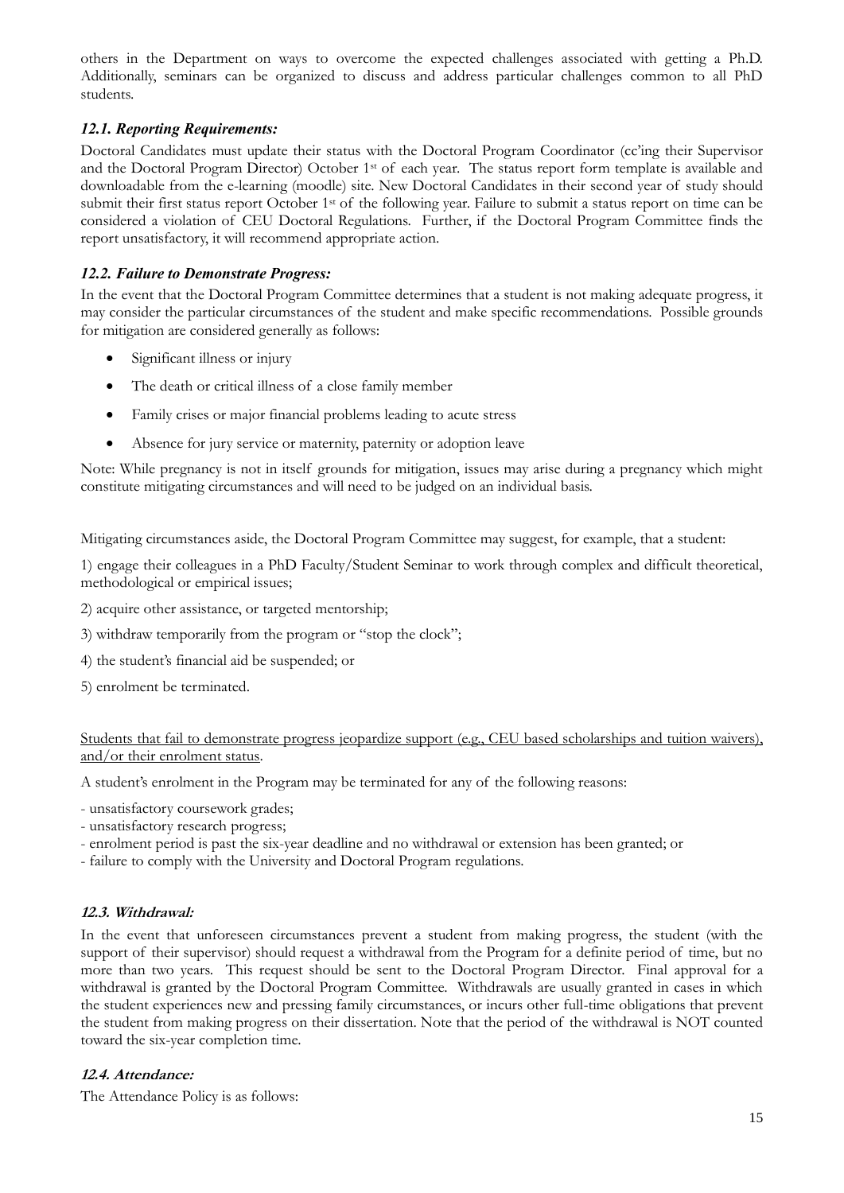others in the Department on ways to overcome the expected challenges associated with getting a Ph.D. Additionally, seminars can be organized to discuss and address particular challenges common to all PhD students.

### *12.1. Reporting Requirements:*

Doctoral Candidates must update their status with the Doctoral Program Coordinator (cc'ing their Supervisor and the Doctoral Program Director) October 1st of each year. The status report form template is available and downloadable from the e-learning (moodle) site. New Doctoral Candidates in their second year of study should submit their first status report October 1st of the following year. Failure to submit a status report on time can be considered a violation of CEU Doctoral Regulations. Further, if the Doctoral Program Committee finds the report unsatisfactory, it will recommend appropriate action.

### *12.2. Failure to Demonstrate Progress:*

In the event that the Doctoral Program Committee determines that a student is not making adequate progress, it may consider the particular circumstances of the student and make specific recommendations. Possible grounds for mitigation are considered generally as follows:

- Significant illness or injury
- The death or critical illness of a close family member
- Family crises or major financial problems leading to acute stress
- Absence for jury service or maternity, paternity or adoption leave

Note: While pregnancy is not in itself grounds for mitigation, issues may arise during a pregnancy which might constitute mitigating circumstances and will need to be judged on an individual basis.

Mitigating circumstances aside, the Doctoral Program Committee may suggest, for example, that a student:

1) engage their colleagues in a PhD Faculty/Student Seminar to work through complex and difficult theoretical, methodological or empirical issues;

2) acquire other assistance, or targeted mentorship;

3) withdraw temporarily from the program or "stop the clock";

4) the student's financial aid be suspended; or

5) enrolment be terminated.

<u>Students that fail to demonstrate progress jeopardize support (e.g., CEU based scholarships and tuition waivers), and/or their enrolment status</u>.

A student's enrolment in the Program may be terminated for any of the following reasons:

- unsatisfactory coursework grades;
- unsatisfactory research progress;
- enrolment period is past the six-year deadline and no withdrawal or extension has been granted; or
- failure to comply with the University and Doctoral Program regulations.

### *12.3. Withdrawal:*

In the event that unforeseen circumstances prevent a student from making progress, the student (with the support of their supervisor) should request a withdrawal from the Program for a definite period of time, but no more than two years. This request should be sent to the Doctoral Program Director. Final approval for a withdrawal is granted by the Doctoral Program Committee. Withdrawals are usually granted in cases in which the student experiences new and pressing family circumstances, or incurs other full-time obligations that prevent the student from making progress on their dissertation. Note that the period of the withdrawal is NOT counted toward the six-year completion time.

### *12.4. Attendance:*

The Attendance Policy is as follows: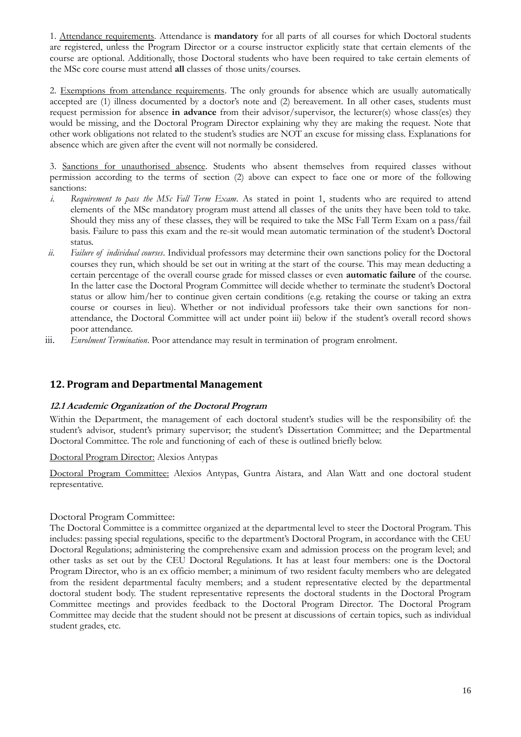1. Attendance requirements. Attendance is **mandatory** for all parts of all courses for which Doctoral students are registered, unless the Program Director or a course instructor explicitly state that certain elements of the course are optional. Additionally, those Doctoral students who have been required to take certain elements of the MSc core course must attend **all** classes of those units/courses.

2. Exemptions from attendance requirements. The only grounds for absence which are usually automatically accepted are (1) illness documented by a doctor's note and (2) bereavement. In all other cases, students must request permission for absence **in advance** from their advisor/supervisor, the lecturer(s) whose class(es) they would be missing, and the Doctoral Program Director explaining why they are making the request. Note that other work obligations not related to the student's studies are NOT an excuse for missing class. Explanations for absence which are given after the event will not normally be considered.

3. Sanctions for unauthorised absence. Students who absent themselves from required classes without permission according to the terms of section (2) above can expect to face one or more of the following sanctions:

   i. *Requirement to pass the MSc Fall Term Exam*. As stated in point 1, students who are required to attend elements of the MSc mandatory program must attend all classes of the units they have been told to take. Should they miss any of these classes, they will be required to take the MSc Fall Term Exam on a pass/fail basis. Failure to pass this exam and the re-sit would mean automatic termination of the student's Doctoral status.

   ii. *Failure of individual courses*. Individual professors may determine their own sanctions policy for the Doctoral courses they run, which should be set out in writing at the start of the course. This may mean deducting a certain percentage of the overall course grade for missed classes or even **automatic failure** of the course. In the latter case the Doctoral Program Committee will decide whether to terminate the student's Doctoral status or allow him/her to continue given certain conditions (e.g. retaking the course or taking an extra course or courses in lieu). Whether or not individual professors take their own sanctions for non-attendance, the Doctoral Committee will act under point iii) below if the student's overall record shows poor attendance.

   iii. *Enrolment Termination*. Poor attendance may result in termination of program enrolment.

## 12. Program and Departmental Management

### 12.1 Academic Organization of the Doctoral Program

Within the Department, the management of each doctoral student's studies will be the responsibility of: the student's advisor, student's primary supervisor; the student's Dissertation Committee; and the Departmental Doctoral Committee. The role and functioning of each of these is outlined briefly below.

Doctoral Program Director: Alexios Antypas

Doctoral Program Committee: Alexios Antypas, Guntra Aistara, and Alan Watt and one doctoral student representative.

Doctoral Program Committee:

The Doctoral Committee is a committee organized at the departmental level to steer the Doctoral Program. This includes: passing special regulations, specific to the department's Doctoral Program, in accordance with the CEU Doctoral Regulations; administering the comprehensive exam and admission process on the program level; and other tasks as set out by the CEU Doctoral Regulations. It has at least four members: one is the Doctoral Program Director, who is an ex officio member; a minimum of two resident faculty members who are delegated from the resident departmental faculty members; and a student representative elected by the departmental doctoral student body. The student representative represents the doctoral students in the Doctoral Program Committee meetings and provides feedback to the Doctoral Program Director. The Doctoral Program Committee may decide that the student should not be present at discussions of certain topics, such as individual student grades, etc.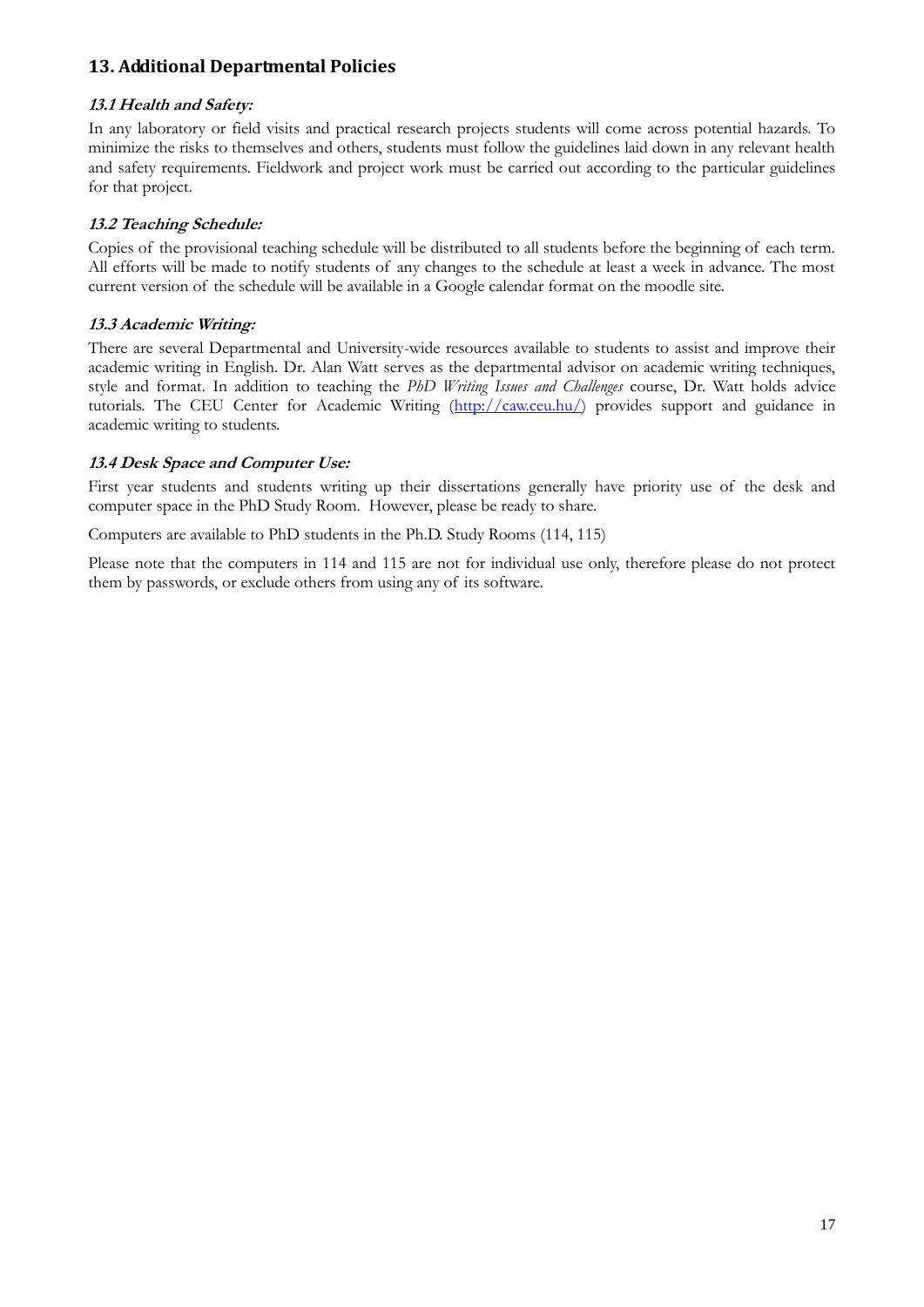## 13. Additional Departmental Policies

### *13.1 Health and Safety:*

In any laboratory or field visits and practical research projects students will come across potential hazards. To minimize the risks to themselves and others, students must follow the guidelines laid down in any relevant health and safety requirements. Fieldwork and project work must be carried out according to the particular guidelines for that project.

### *13.2 Teaching Schedule:*

Copies of the provisional teaching schedule will be distributed to all students before the beginning of each term. All efforts will be made to notify students of any changes to the schedule at least a week in advance. The most current version of the schedule will be available in a Google calendar format on the moodle site.

### *13.3 Academic Writing:*

There are several Departmental and University-wide resources available to students to assist and improve their academic writing in English. Dr. Alan Watt serves as the departmental advisor on academic writing techniques, style and format. In addition to teaching the *PhD Writing Issues and Challenges* course, Dr. Watt holds advice tutorials. The CEU Center for Academic Writing ([http://caw.ceu.hu/](http://caw.ceu.hu/)) provides support and guidance in academic writing to students.

### *13.4 Desk Space and Computer Use:*

First year students and students writing up their dissertations generally have priority use of the desk and computer space in the PhD Study Room. However, please be ready to share.

Computers are available to PhD students in the Ph.D. Study Rooms (114, 115)

Please note that the computers in 114 and 115 are not for individual use only, therefore please do not protect them by passwords, or exclude others from using any of its software.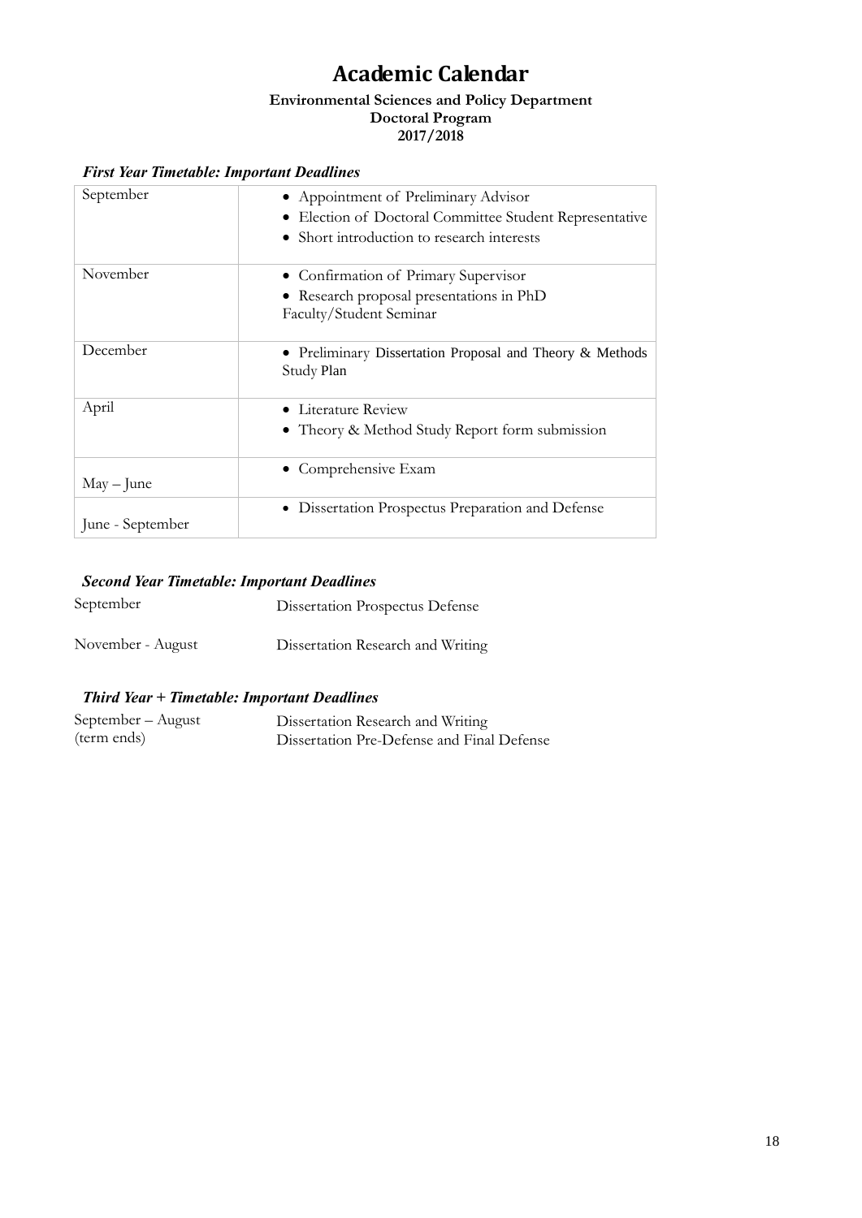# Academic Calendar

**Environmental Sciences and Policy Department**
**Doctoral Program**
**2017/2018**

***First Year Timetable: Important Deadlines***

| | |
|---|---|
| September | • Appointment of Preliminary Advisor<br>• Election of Doctoral Committee Student Representative<br>• Short introduction to research interests |
| November | • Confirmation of Primary Supervisor<br>• Research proposal presentations in PhD Faculty/Student Seminar |
| December | • Preliminary Dissertation Proposal and Theory & Methods Study Plan |
| April | • Literature Review<br>• Theory & Method Study Report form submission |
| May – June | • Comprehensive Exam |
| June - September | • Dissertation Prospectus Preparation and Defense |

***Second Year Timetable: Important Deadlines***

| | |
|---|---|
| September | Dissertation Prospectus Defense |
| November - August | Dissertation Research and Writing |

***Third Year + Timetable: Important Deadlines***

| | |
|---|---|
| September – August (term ends) | Dissertation Research and Writing<br>Dissertation Pre-Defense and Final Defense |